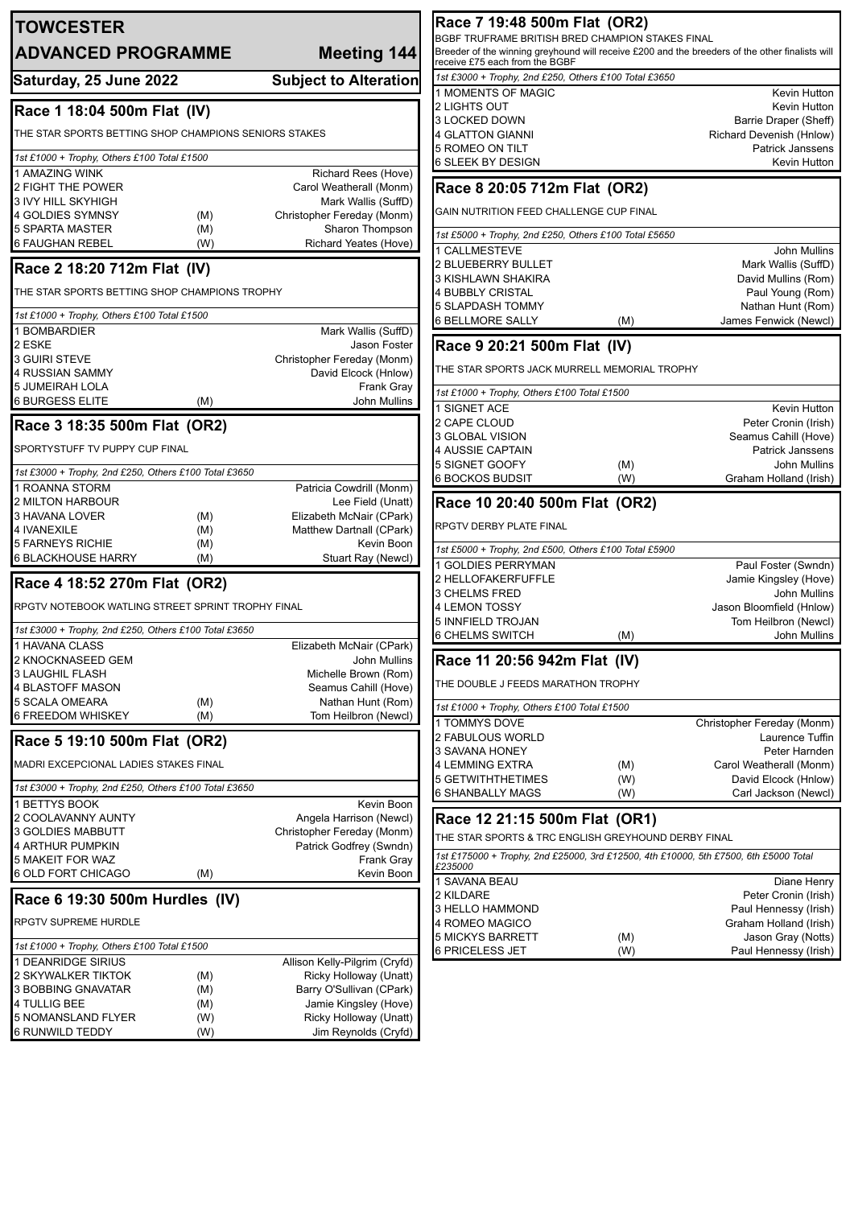# TOWCESTER

## ADVANCED PROGRAMME — Meeting 144

**Saturday, 25 June 2022** — **Subject to Alteration**

## Race 1 18:04 500m Flat (IV)

THE STAR SPORTS BETTING SHOP CHAMPIONS SENIORS STAKES

*1st £1000 + Trophy, Others £100 Total £1500*

| Trap / Greyhound | | Trainer |
|---|---|---|
| 1 AMAZING WINK | | Richard Rees (Hove) |
| 2 FIGHT THE POWER | | Carol Weatherall (Monm) |
| 3 IVY HILL SKYHIGH | | Mark Wallis (SuffD) |
| 4 GOLDIES SYMNSY | (M) | Christopher Fereday (Monm) |
| 5 SPARTA MASTER | (M) | Sharon Thompson |
| 6 FAUGHAN REBEL | (W) | Richard Yeates (Hove) |

## Race 2 18:20 712m Flat (IV)

THE STAR SPORTS BETTING SHOP CHAMPIONS TROPHY

*1st £1000 + Trophy, Others £100 Total £1500*

| Trap / Greyhound | | Trainer |
|---|---|---|
| 1 BOMBARDIER | | Mark Wallis (SuffD) |
| 2 ESKE | | Jason Foster |
| 3 GUIRI STEVE | | Christopher Fereday (Monm) |
| 4 RUSSIAN SAMMY | | David Elcock (Hnlow) |
| 5 JUMEIRAH LOLA | | Frank Gray |
| 6 BURGESS ELITE | (M) | John Mullins |

## Race 3 18:35 500m Flat (OR2)

SPORTYSTUFF TV PUPPY CUP FINAL

*1st £3000 + Trophy, 2nd £250, Others £100 Total £3650*

| Trap / Greyhound | | Trainer |
|---|---|---|
| 1 ROANNA STORM | | Patricia Cowdrill (Monm) |
| 2 MILTON HARBOUR | | Lee Field (Unatt) |
| 3 HAVANA LOVER | (M) | Elizabeth McNair (CPark) |
| 4 IVANEXILE | (M) | Matthew Dartnall (CPark) |
| 5 FARNEYS RICHIE | (M) | Kevin Boon |
| 6 BLACKHOUSE HARRY | (M) | Stuart Ray (Newcl) |

## Race 4 18:52 270m Flat (OR2)

RPGTV NOTEBOOK WATLING STREET SPRINT TROPHY FINAL

*1st £3000 + Trophy, 2nd £250, Others £100 Total £3650*

| Trap / Greyhound | | Trainer |
|---|---|---|
| 1 HAVANA CLASS | | Elizabeth McNair (CPark) |
| 2 KNOCKNASEED GEM | | John Mullins |
| 3 LAUGHIL FLASH | | Michelle Brown (Rom) |
| 4 BLASTOFF MASON | | Seamus Cahill (Hove) |
| 5 SCALA OMEARA | (M) | Nathan Hunt (Rom) |
| 6 FREEDOM WHISKEY | (M) | Tom Heilbron (Newcl) |

## Race 5 19:10 500m Flat (OR2)

MADRI EXCEPCIONAL LADIES STAKES FINAL

*1st £3000 + Trophy, 2nd £250, Others £100 Total £3650*

| Trap / Greyhound | | Trainer |
|---|---|---|
| 1 BETTYS BOOK | | Kevin Boon |
| 2 COOLAVANNY AUNTY | | Angela Harrison (Newcl) |
| 3 GOLDIES MABBUTT | | Christopher Fereday (Monm) |
| 4 ARTHUR PUMPKIN | | Patrick Godfrey (Swndn) |
| 5 MAKEIT FOR WAZ | | Frank Gray |
| 6 OLD FORT CHICAGO | (M) | Kevin Boon |

## Race 6 19:30 500m Hurdles (IV)

RPGTV SUPREME HURDLE

*1st £1000 + Trophy, Others £100 Total £1500*

| Trap / Greyhound | | Trainer |
|---|---|---|
| 1 DEANRIDGE SIRIUS | | Allison Kelly-Pilgrim (Cryfd) |
| 2 SKYWALKER TIKTOK | (M) | Ricky Holloway (Unatt) |
| 3 BOBBING GNAVATAR | (M) | Barry O'Sullivan (CPark) |
| 4 TULLIG BEE | (M) | Jamie Kingsley (Hove) |
| 5 NOMANSLAND FLYER | (W) | Ricky Holloway (Unatt) |
| 6 RUNWILD TEDDY | (W) | Jim Reynolds (Cryfd) |

## Race 7 19:48 500m Flat (OR2)

BGBF TRUFRAME BRITISH BRED CHAMPION STAKES FINAL

Breeder of the winning greyhound will receive £200 and the breeders of the other finalists will receive £75 each from the BGBF

*1st £3000 + Trophy, 2nd £250, Others £100 Total £3650*

| Trap / Greyhound | | Trainer |
|---|---|---|
| 1 MOMENTS OF MAGIC | | Kevin Hutton |
| 2 LIGHTS OUT | | Kevin Hutton |
| 3 LOCKED DOWN | | Barrie Draper (Sheff) |
| 4 GLATTON GIANNI | | Richard Devenish (Hnlow) |
| 5 ROMEO ON TILT | | Patrick Janssens |
| 6 SLEEK BY DESIGN | | Kevin Hutton |

## Race 8 20:05 712m Flat (OR2)

GAIN NUTRITION FEED CHALLENGE CUP FINAL

*1st £5000 + Trophy, 2nd £250, Others £100 Total £5650*

| Trap / Greyhound | | Trainer |
|---|---|---|
| 1 CALLMESTEVE | | John Mullins |
| 2 BLUEBERRY BULLET | | Mark Wallis (SuffD) |
| 3 KISHLAWN SHAKIRA | | David Mullins (Rom) |
| 4 BUBBLY CRISTAL | | Paul Young (Rom) |
| 5 SLAPDASH TOMMY | | Nathan Hunt (Rom) |
| 6 BELLMORE SALLY | (M) | James Fenwick (Newcl) |

## Race 9 20:21 500m Flat (IV)

THE STAR SPORTS JACK MURRELL MEMORIAL TROPHY

*1st £1000 + Trophy, Others £100 Total £1500*

| Trap / Greyhound | | Trainer |
|---|---|---|
| 1 SIGNET ACE | | Kevin Hutton |
| 2 CAPE CLOUD | | Peter Cronin (Irish) |
| 3 GLOBAL VISION | | Seamus Cahill (Hove) |
| 4 AUSSIE CAPTAIN | | Patrick Janssens |
| 5 SIGNET GOOFY | (M) | John Mullins |
| 6 BOCKOS BUDSIT | (W) | Graham Holland (Irish) |

## Race 10 20:40 500m Flat (OR2)

RPGTV DERBY PLATE FINAL

*1st £5000 + Trophy, 2nd £500, Others £100 Total £5900*

| Trap / Greyhound | | Trainer |
|---|---|---|
| 1 GOLDIES PERRYMAN | | Paul Foster (Swndn) |
| 2 HELLOFAKERFUFFLE | | Jamie Kingsley (Hove) |
| 3 CHELMS FRED | | John Mullins |
| 4 LEMON TOSSY | | Jason Bloomfield (Hnlow) |
| 5 INNFIELD TROJAN | | Tom Heilbron (Newcl) |
| 6 CHELMS SWITCH | (M) | John Mullins |

## Race 11 20:56 942m Flat (IV)

THE DOUBLE J FEEDS MARATHON TROPHY

*1st £1000 + Trophy, Others £100 Total £1500*

| Trap / Greyhound | | Trainer |
|---|---|---|
| 1 TOMMYS DOVE | | Christopher Fereday (Monm) |
| 2 FABULOUS WORLD | | Laurence Tuffin |
| 3 SAVANA HONEY | | Peter Harnden |
| 4 LEMMING EXTRA | (M) | Carol Weatherall (Monm) |
| 5 GETWITHTHETIMES | (W) | David Elcock (Hnlow) |
| 6 SHANBALLY MAGS | (W) | Carl Jackson (Newcl) |

## Race 12 21:15 500m Flat (OR1)

THE STAR SPORTS & TRC ENGLISH GREYHOUND DERBY FINAL

*1st £175000 + Trophy, 2nd £25000, 3rd £12500, 4th £10000, 5th £7500, 6th £5000 Total £235000*

| Trap / Greyhound | | Trainer |
|---|---|---|
| 1 SAVANA BEAU | | Diane Henry |
| 2 KILDARE | | Peter Cronin (Irish) |
| 3 HELLO HAMMOND | | Paul Hennessy (Irish) |
| 4 ROMEO MAGICO | | Graham Holland (Irish) |
| 5 MICKYS BARRETT | (M) | Jason Gray (Notts) |
| 6 PRICELESS JET | (W) | Paul Hennessy (Irish) |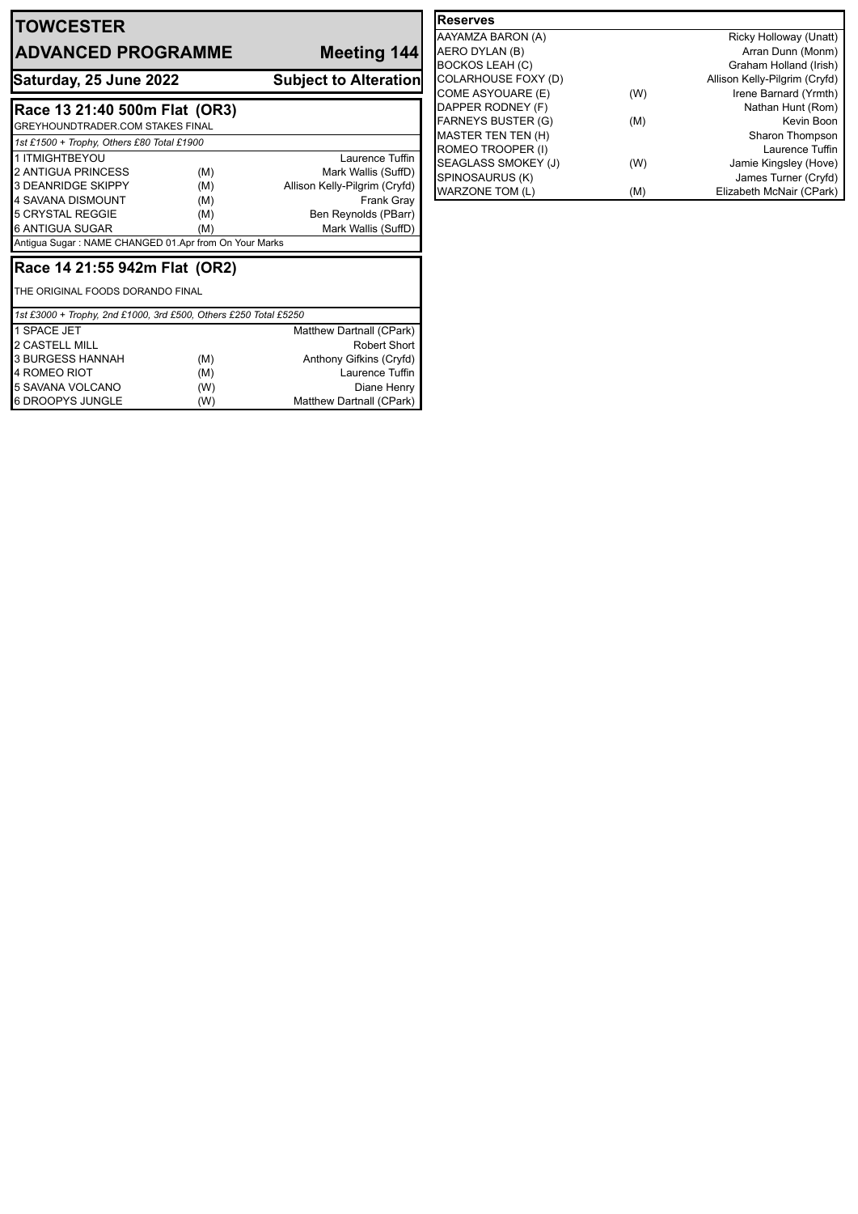# TOWCESTER

## ADVANCED PROGRAMME — Meeting 144

**Saturday, 25 June 2022** — **Subject to Alteration**

### Race 13 21:40 500m Flat (OR3)

GREYHOUNDTRADER.COM STAKES FINAL

*1st £1500 + Trophy, Others £80 Total £1900*

| | | |
|---|---|---|
| 1 ITMIGHTBEYOU | | Laurence Tuffin |
| 2 ANTIGUA PRINCESS | (M) | Mark Wallis (SuffD) |
| 3 DEANRIDGE SKIPPY | (M) | Allison Kelly-Pilgrim (Cryfd) |
| 4 SAVANA DISMOUNT | (M) | Frank Gray |
| 5 CRYSTAL REGGIE | (M) | Ben Reynolds (PBarr) |
| 6 ANTIGUA SUGAR | (M) | Mark Wallis (SuffD) |

Antigua Sugar : NAME CHANGED 01.Apr from On Your Marks

### Race 14 21:55 942m Flat (OR2)

THE ORIGINAL FOODS DORANDO FINAL

*1st £3000 + Trophy, 2nd £1000, 3rd £500, Others £250 Total £5250*

| | | |
|---|---|---|
| 1 SPACE JET | | Matthew Dartnall (CPark) |
| 2 CASTELL MILL | | Robert Short |
| 3 BURGESS HANNAH | (M) | Anthony Gifkins (Cryfd) |
| 4 ROMEO RIOT | (M) | Laurence Tuffin |
| 5 SAVANA VOLCANO | (W) | Diane Henry |
| 6 DROOPYS JUNGLE | (W) | Matthew Dartnall (CPark) |

### Reserves

| | | |
|---|---|---|
| AAYAMZA BARON (A) | | Ricky Holloway (Unatt) |
| AERO DYLAN (B) | | Arran Dunn (Monm) |
| BOCKOS LEAH (C) | | Graham Holland (Irish) |
| COLARHOUSE FOXY (D) | | Allison Kelly-Pilgrim (Cryfd) |
| COME ASYOUARE (E) | (W) | Irene Barnard (Yrmth) |
| DAPPER RODNEY (F) | | Nathan Hunt (Rom) |
| FARNEYS BUSTER (G) | (M) | Kevin Boon |
| MASTER TEN TEN (H) | | Sharon Thompson |
| ROMEO TROOPER (I) | | Laurence Tuffin |
| SEAGLASS SMOKEY (J) | (W) | Jamie Kingsley (Hove) |
| SPINOSAURUS (K) | | James Turner (Cryfd) |
| WARZONE TOM (L) | (M) | Elizabeth McNair (CPark) |